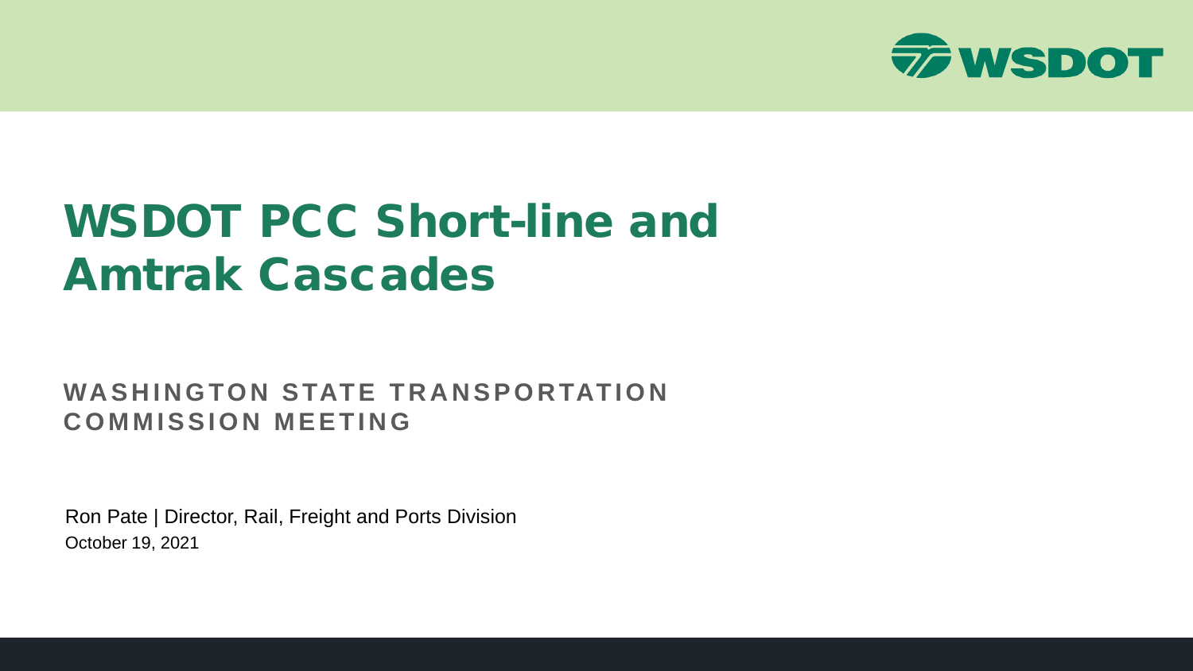# WSDOT PCC Short-line and Amtrak Cascades

## WASHINGTON STATE TRANSPORTATION COMMISSION MEETING

Ron Pate | Director, Rail, Freight and Ports Division

October 19, 2021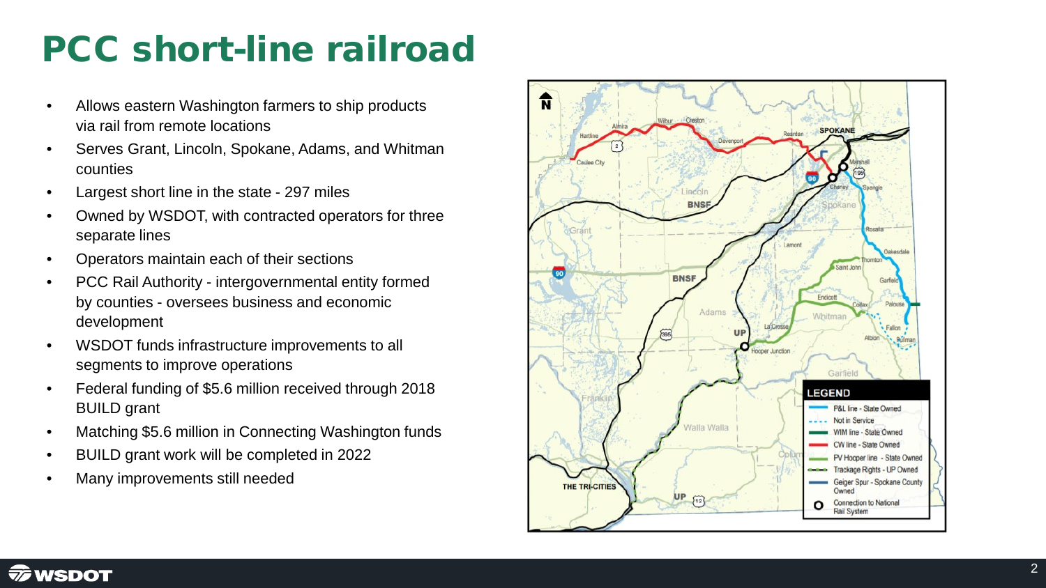# PCC short-line railroad

- Allows eastern Washington farmers to ship products via rail from remote locations
- Serves Grant, Lincoln, Spokane, Adams, and Whitman counties
- Largest short line in the state - 297 miles
- Owned by WSDOT, with contracted operators for three separate lines
- Operators maintain each of their sections
- PCC Rail Authority - intergovernmental entity formed by counties - oversees business and economic development
- WSDOT funds infrastructure improvements to all segments to improve operations
- Federal funding of $5.6 million received through 2018 BUILD grant
- Matching $5.6 million in Connecting Washington funds
- BUILD grant work will be completed in 2022
- Many improvements still needed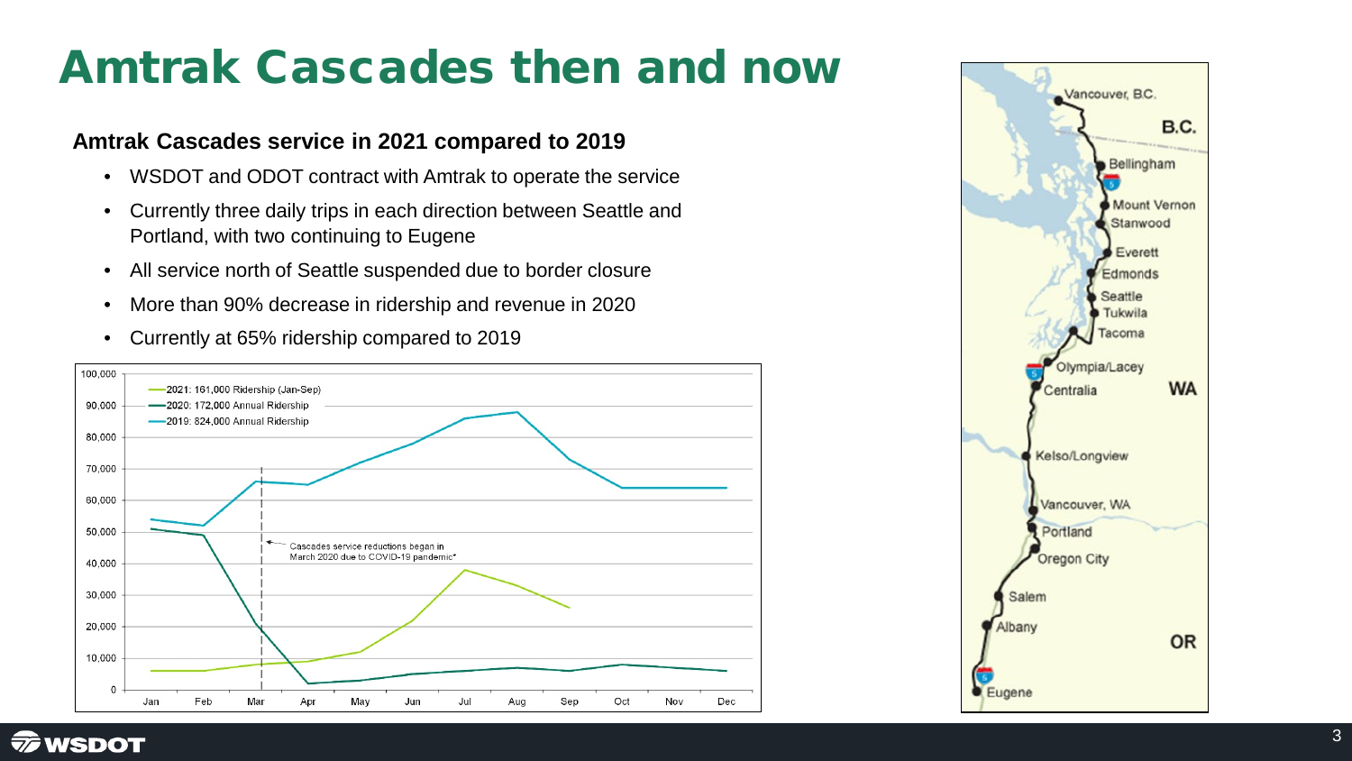# Amtrak Cascades then and now

**Amtrak Cascades service in 2021 compared to 2019**

- WSDOT and ODOT contract with Amtrak to operate the service
- Currently three daily trips in each direction between Seattle and Portland, with two continuing to Eugene
- All service north of Seattle suspended due to border closure
- More than 90% decrease in ridership and revenue in 2020
- Currently at 65% ridership compared to 2019

2021: 161,000 Ridership (Jan-Sep)
2020: 172,000 Annual Ridership
2019: 824,000 Annual Ridership

Cascades service reductions began in March 2020 due to COVID-19 pandemic*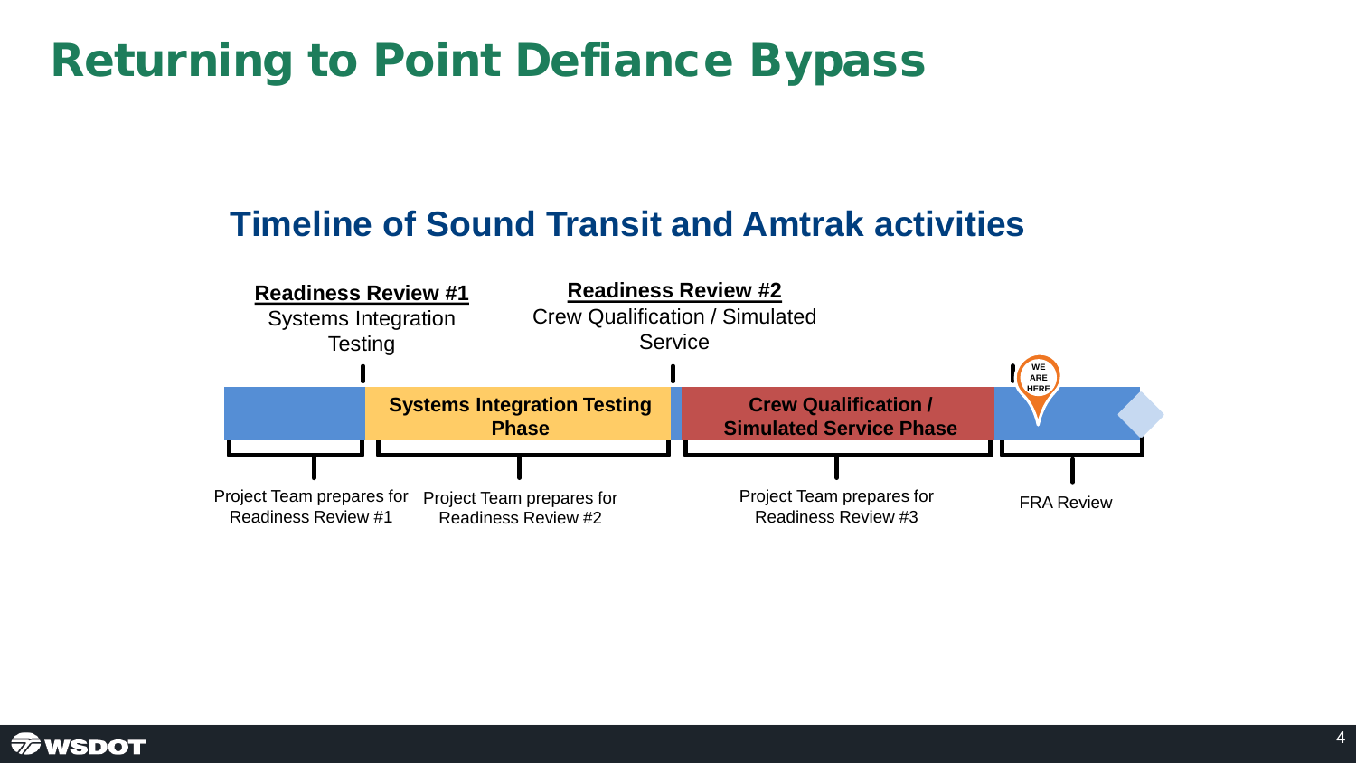# Returning to Point Defiance Bypass

## Timeline of Sound Transit and Amtrak activities

**Readiness Review #1**
Systems Integration Testing

**Readiness Review #2**
Crew Qualification / Simulated Service

**Systems Integration Testing Phase**

**Crew Qualification / Simulated Service Phase**

WE ARE HERE

Project Team prepares for Readiness Review #1

Project Team prepares for Readiness Review #2

Project Team prepares for Readiness Review #3

FRA Review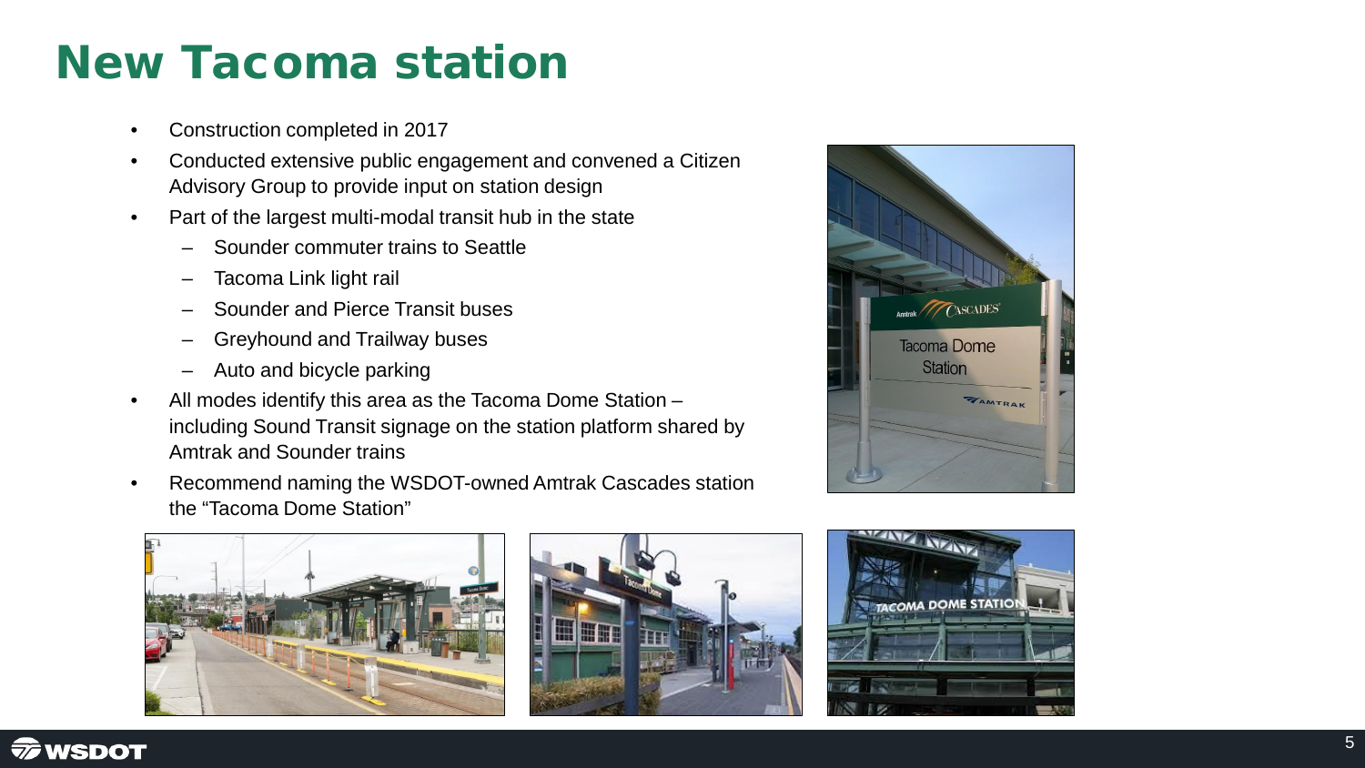# New Tacoma station

- Construction completed in 2017
- Conducted extensive public engagement and convened a Citizen Advisory Group to provide input on station design
- Part of the largest multi-modal transit hub in the state
  - Sounder commuter trains to Seattle
  - Tacoma Link light rail
  - Sounder and Pierce Transit buses
  - Greyhound and Trailway buses
  - Auto and bicycle parking
- All modes identify this area as the Tacoma Dome Station – including Sound Transit signage on the station platform shared by Amtrak and Sounder trains
- Recommend naming the WSDOT-owned Amtrak Cascades station the "Tacoma Dome Station"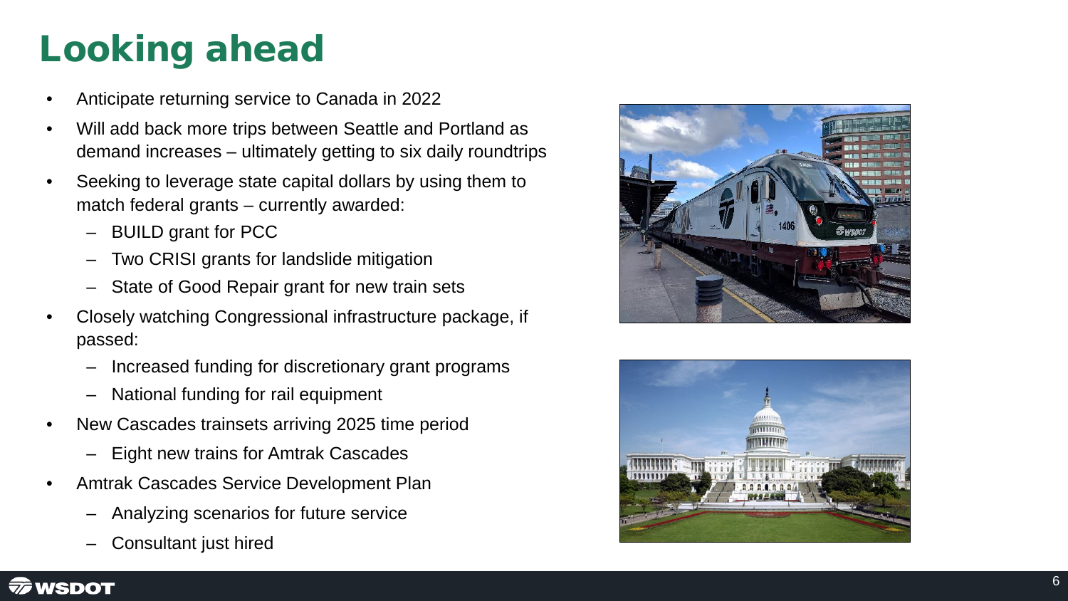# Looking ahead

- Anticipate returning service to Canada in 2022
- Will add back more trips between Seattle and Portland as demand increases – ultimately getting to six daily roundtrips
- Seeking to leverage state capital dollars by using them to match federal grants – currently awarded:
  - BUILD grant for PCC
  - Two CRISI grants for landslide mitigation
  - State of Good Repair grant for new train sets
- Closely watching Congressional infrastructure package, if passed:
  - Increased funding for discretionary grant programs
  - National funding for rail equipment
- New Cascades trainsets arriving 2025 time period
  - Eight new trains for Amtrak Cascades
- Amtrak Cascades Service Development Plan
  - Analyzing scenarios for future service
  - Consultant just hired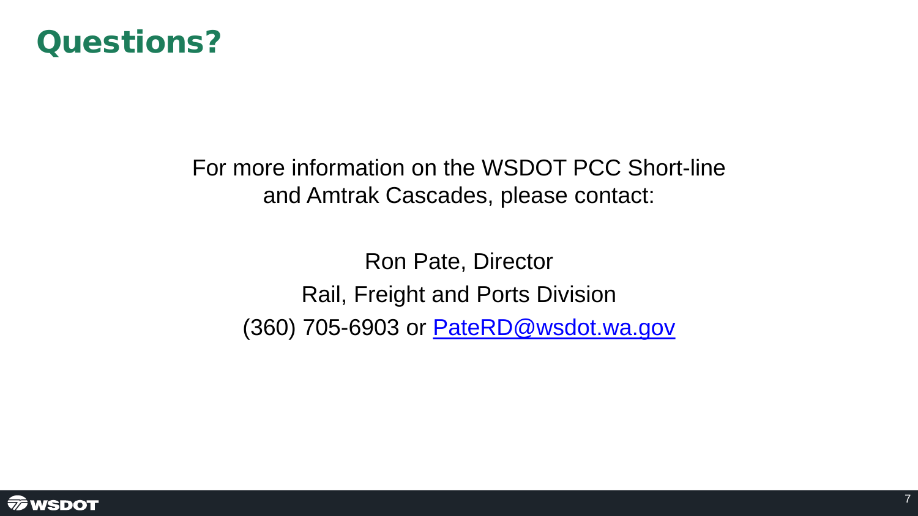# Questions?

For more information on the WSDOT PCC Short-line and Amtrak Cascades, please contact:

Ron Pate, Director

Rail, Freight and Ports Division

(360) 705-6903 or [PateRD@wsdot.wa.gov](mailto:PateRD@wsdot.wa.gov)